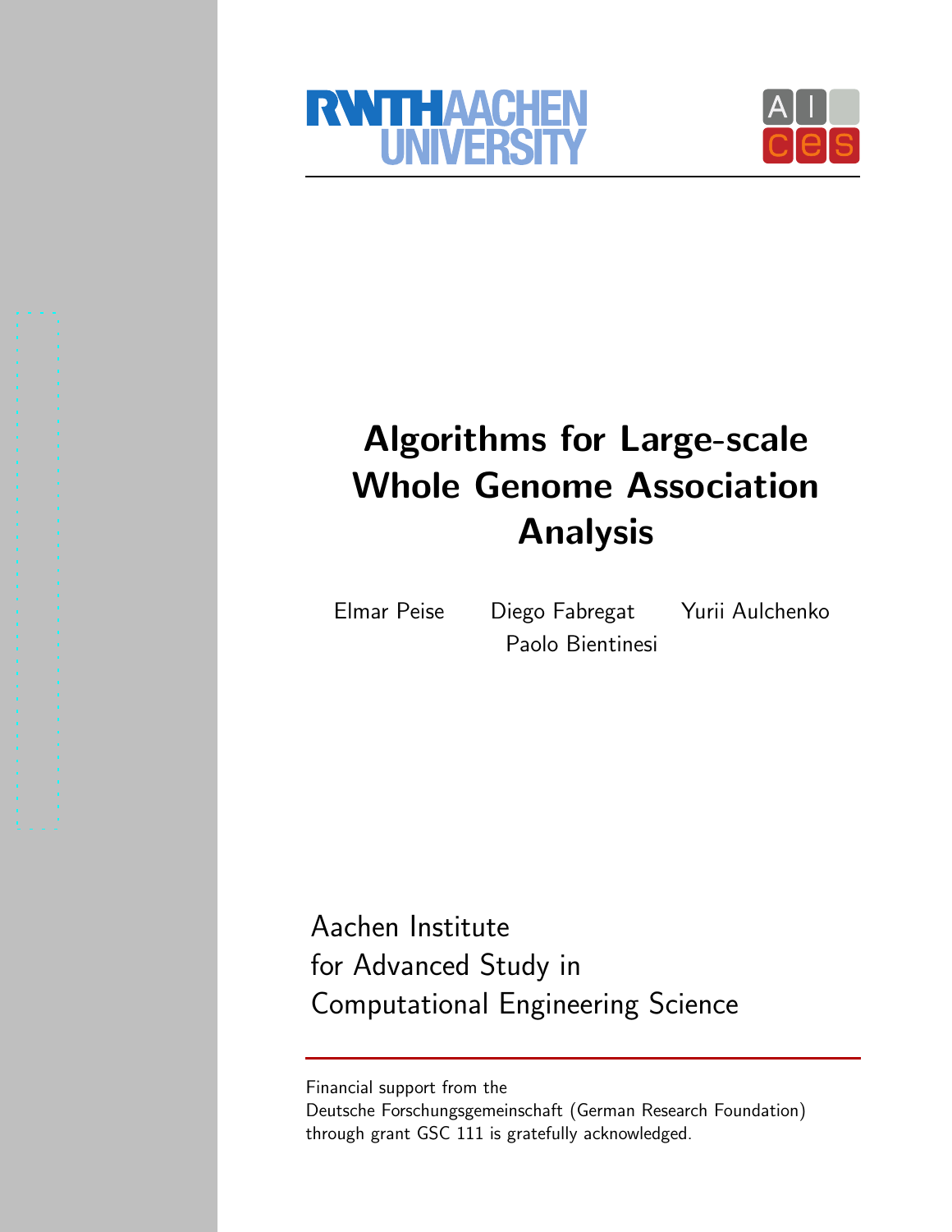RWTH AACHEN UNIVERSITY

AICES

# Algorithms for Large-scale Whole Genome Association Analysis

Elmar Peise Diego Fabregat Yurii Aulchenko Paolo Bientinesi

Aachen Institute
for Advanced Study in
Computational Engineering Science

Financial support from the
Deutsche Forschungsgemeinschaft (German Research Foundation)
through grant GSC 111 is gratefully acknowledged.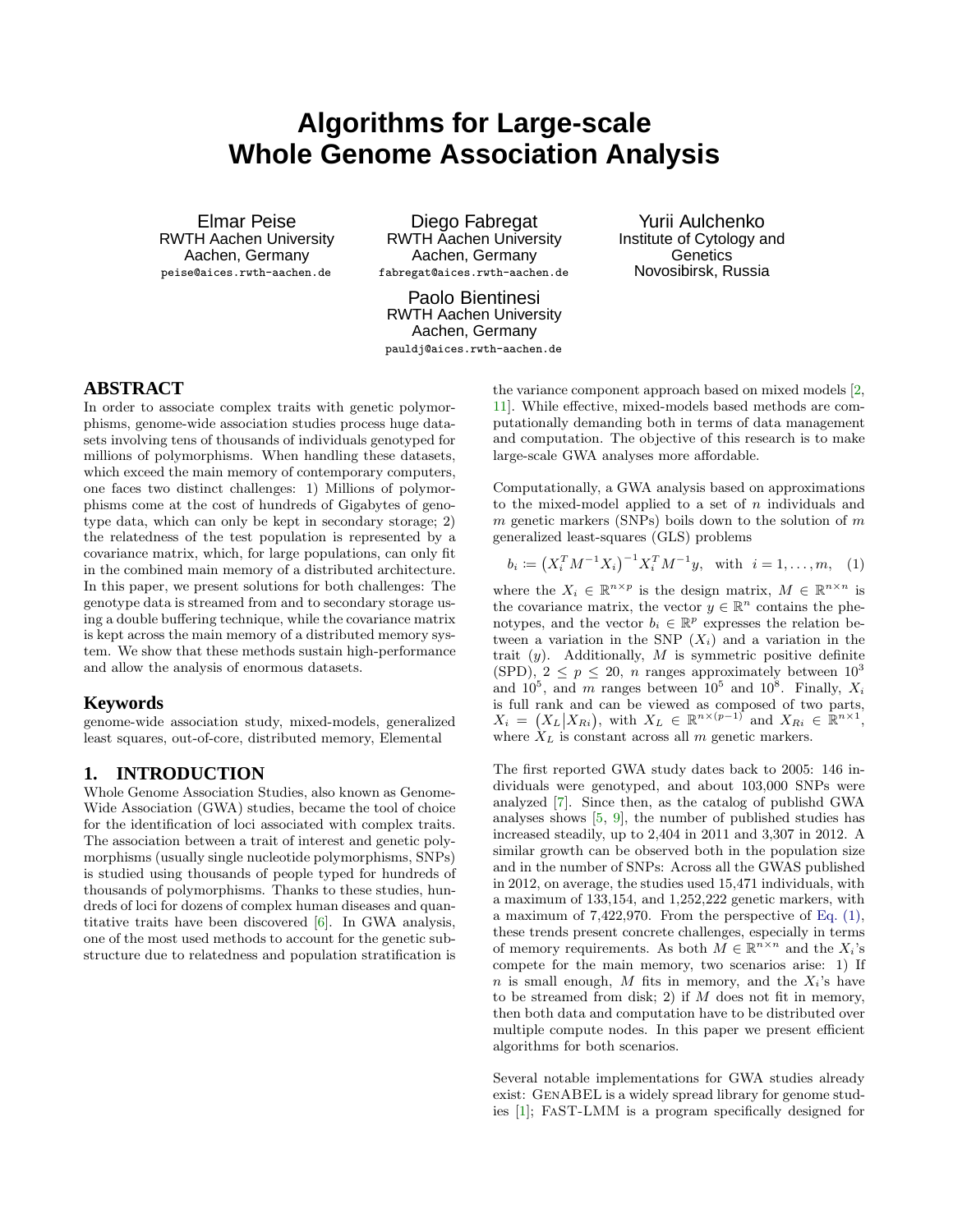# Algorithms for Large-scale Whole Genome Association Analysis

Elmar Peise
RWTH Aachen University
Aachen, Germany
peise@aices.rwth-aachen.de

Diego Fabregat
RWTH Aachen University
Aachen, Germany
fabregat@aices.rwth-aachen.de

Yurii Aulchenko
Institute of Cytology and Genetics
Novosibirsk, Russia

Paolo Bientinesi
RWTH Aachen University
Aachen, Germany
pauldj@aices.rwth-aachen.de

## ABSTRACT

In order to associate complex traits with genetic polymorphisms, genome-wide association studies process huge datasets involving tens of thousands of individuals genotyped for millions of polymorphisms. When handling these datasets, which exceed the main memory of contemporary computers, one faces two distinct challenges: 1) Millions of polymorphisms come at the cost of hundreds of Gigabytes of genotype data, which can only be kept in secondary storage; 2) the relatedness of the test population is represented by a covariance matrix, which, for large populations, can only fit in the combined main memory of a distributed architecture. In this paper, we present solutions for both challenges: The genotype data is streamed from and to secondary storage using a double buffering technique, while the covariance matrix is kept across the main memory of a distributed memory system. We show that these methods sustain high-performance and allow the analysis of enormous datasets.

## Keywords

genome-wide association study, mixed-models, generalized least squares, out-of-core, distributed memory, Elemental

## 1. INTRODUCTION

Whole Genome Association Studies, also known as Genome-Wide Association (GWA) studies, became the tool of choice for the identification of loci associated with complex traits. The association between a trait of interest and genetic polymorphisms (usually single nucleotide polymorphisms, SNPs) is studied using thousands of people typed for hundreds of thousands of polymorphisms. Thanks to these studies, hundreds of loci for dozens of complex human diseases and quantitative traits have been discovered [6]. In GWA analysis, one of the most used methods to account for the genetic substructure due to relatedness and population stratification is the variance component approach based on mixed models [2, 11]. While effective, mixed-models based methods are computationally demanding both in terms of data management and computation. The objective of this research is to make large-scale GWA analyses more affordable.

Computationally, a GWA analysis based on approximations to the mixed-model applied to a set of $n$ individuals and $m$ genetic markers (SNPs) boils down to the solution of $m$ generalized least-squares (GLS) problems

$$b_i := \left(X_i^T M^{-1} X_i\right)^{-1} X_i^T M^{-1} y, \quad \text{with} \quad i = 1, \ldots, m, \quad (1)$$

where the $X_i \in \mathbb{R}^{n \times p}$ is the design matrix, $M \in \mathbb{R}^{n \times n}$ is the covariance matrix, the vector $y \in \mathbb{R}^n$ contains the phenotypes, and the vector $b_i \in \mathbb{R}^p$ expresses the relation between a variation in the SNP ($X_i$) and a variation in the trait ($y$). Additionally, $M$ is symmetric positive definite (SPD), $2 \le p \le 20$, $n$ ranges approximately between $10^3$ and $10^5$, and $m$ ranges between $10^5$ and $10^8$. Finally, $X_i$ is full rank and can be viewed as composed of two parts, $X_i = \left(X_L \middle| X_{Ri}\right)$, with $X_L \in \mathbb{R}^{n \times (p-1)}$ and $X_{Ri} \in \mathbb{R}^{n \times 1}$, where $X_L$ is constant across all $m$ genetic markers.

The first reported GWA study dates back to 2005: 146 individuals were genotyped, and about 103,000 SNPs were analyzed [7]. Since then, as the catalog of publishd GWA analyses shows [5, 9], the number of published studies has increased steadily, up to 2,404 in 2011 and 3,307 in 2012. A similar growth can be observed both in the population size and in the number of SNPs: Across all the GWAS published in 2012, on average, the studies used 15,471 individuals, with a maximum of 133,154, and 1,252,222 genetic markers, with a maximum of 7,422,970. From the perspective of Eq. (1), these trends present concrete challenges, especially in terms of memory requirements. As both $M \in \mathbb{R}^{n \times n}$ and the $X_i$'s compete for the main memory, two scenarios arise: 1) If $n$ is small enough, $M$ fits in memory, and the $X_i$'s have to be streamed from disk; 2) if $M$ does not fit in memory, then both data and computation have to be distributed over multiple compute nodes. In this paper we present efficient algorithms for both scenarios.

Several notable implementations for GWA studies already exist: GenABEL is a widely spread library for genome studies [1]; FaST-LMM is a program specifically designed for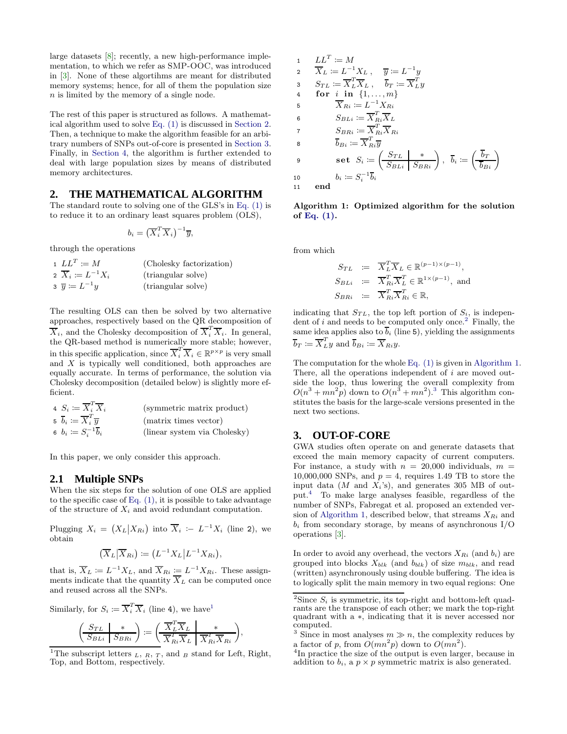large datasets [8]; recently, a new high-performance implementation, to which we refer as SMP-OOC, was introduced in [3]. None of these algortihms are meant for distributed memory systems; hence, for all of them the population size $n$ is limited by the memory of a single node.

The rest of this paper is structured as follows. A mathematical algorithm used to solve Eq. (1) is discussed in Section 2. Then, a technique to make the algorithm feasible for an arbitrary numbers of SNPs out-of-core is presented in Section 3. Finally, in Section 4, the algorithm is further extended to deal with large population sizes by means of distributed memory architectures.

## 2. THE MATHEMATICAL ALGORITHM

The standard route to solving one of the GLS's in Eq. (1) is to reduce it to an ordinary least squares problem (OLS),

$$b_i = \left(\overline{X}_i^T \overline{X}_i\right)^{-1} \overline{y},$$

through the operations

| | | |
|---|---|---|
| 1 | $LL^T := M$ | (Cholesky factorization) |
| 2 | $\overline{X}_i := L^{-1} X_i$ | (triangular solve) |
| 3 | $\overline{y} := L^{-1} y$ | (triangular solve) |

The resulting OLS can then be solved by two alternative approaches, respectively based on the QR decomposition of $\overline{X}_i$, and the Cholesky decomposition of $\overline{X}_i^T \overline{X}_i$. In general, the QR-based method is numerically more stable; however, in this specific application, since $\overline{X}_i^T \overline{X}_i \in \mathbb{R}^{p \times p}$ is very small and $X$ is typically well conditioned, both approaches are equally accurate. In terms of performance, the solution via Cholesky decomposition (detailed below) is slightly more efficient.

| | | |
|---|---|---|
| 4 | $S_i := \overline{X}_i^T \overline{X}_i$ | (symmetric matrix product) |
| 5 | $\overline{b}_i := \overline{X}_i^T \overline{y}$ | (matrix times vector) |
| 6 | $b_i := S_i^{-1} \overline{b}_i$ | (linear system via Cholesky) |

In this paper, we only consider this approach.

### 2.1 Multiple SNPs

When the six steps for the solution of one OLS are applied to the specific case of Eq. (1), it is possible to take advantage of the structure of $X_i$ and avoid redundant computation.

Plugging $X_i = \left(X_L \middle| X_{Ri}\right)$ into $\overline{X}_i := L^{-1} X_i$ (line 2), we obtain

$$\left(\overline{X}_L \middle| \overline{X}_{Ri}\right) := \left(L^{-1} X_L \middle| L^{-1} X_{Ri}\right),$$

that is, $\overline{X}_L := L^{-1} X_L$, and $\overline{X}_{Ri} := L^{-1} X_{Ri}$. These assignments indicate that the quantity $\overline{X}_L$ can be computed once and reused across all the SNPs.

Similarly, for $S_i := \overline{X}_i^T \overline{X}_i$ (line 4), we have[1]

$$\left(\begin{array}{c|c} S_{TL} & * \\ \hline S_{BLi} & S_{BRi} \end{array}\right) := \left(\begin{array}{c|c} \overline{X}_L^T \overline{X}_L & * \\ \hline \overline{X}_{Ri}^T \overline{X}_L & \overline{X}_{Ri}^T \overline{X}_{Ri} \end{array}\right),$$

```
1   LL^T := M
2   X̄_L := L^{-1} X_L ,   ȳ := L^{-1} y
3   S_TL := X̄_L^T X̄_L ,   b̄_T := X̄_L^T y
4   for i in {1, ..., m}
5       X̄_Ri := L^{-1} X_Ri
6       S_BLi := X̄_Ri^T X̄_L
7       S_BRi := X̄_Ri^T X̄_Ri
8       b̄_Bi := X̄_Ri^T ȳ
9       set S_i := ( S_TL | * ; S_BLi | S_BRi ),  b̄_i := ( b̄_T ; b̄_Bi )
10      b_i := S_i^{-1} b̄_i
11  end
```

**Algorithm 1: Optimized algorithm for the solution of Eq. (1).**

from which

$$\begin{aligned} S_{TL} &:= \overline{X}_L^T \overline{X}_L \in \mathbb{R}^{(p-1)\times(p-1)}, \\ S_{BLi} &:= \overline{X}_{Ri}^T \overline{X}_L^T \in \mathbb{R}^{1\times(p-1)}, \text{ and} \\ S_{BRi} &:= \overline{X}_{Ri}^T \overline{X}_{Ri}^T \in \mathbb{R}, \end{aligned}$$

indicating that $S_{TL}$, the top left portion of $S_i$, is independent of $i$ and needs to be computed only once.[2] Finally, the same idea applies also to $\overline{b}_i$ (line 5), yielding the assignments $\overline{b}_T := \overline{X}_L^T y$ and $\overline{b}_{Bi} := \overline{X}_{Ri} y$.

The computation for the whole Eq. (1) is given in Algorithm 1. There, all the operations independent of $i$ are moved outside the loop, thus lowering the overall complexity from $O(n^3 + mn^2 p)$ down to $O(n^3 + mn^2)$.[3] This algorithm constitutes the basis for the large-scale versions presented in the next two sections.

## 3. OUT-OF-CORE

GWA studies often operate on and generate datasets that exceed the main memory capacity of current computers. For instance, a study with $n$ = 20,000 individuals, $m$ = 10,000,000 SNPs, and $p = 4$, requires 1.49 TB to store the input data ($M$ and $X_i$'s), and generates 305 MB of output.[4] To make large analyses feasible, regardless of the number of SNPs, Fabregat et al. proposed an extended version of Algorithm 1, described below, that streams $X_{Ri}$ and $b_i$ from secondary storage, by means of asynchronous I/O operations [3].

In order to avoid any overhead, the vectors $X_{Ri}$ (and $b_i$) are grouped into blocks $X_{blk}$ (and $b_{blk}$) of size $m_{blk}$, and read (written) asynchronously using double buffering. The idea is to logically split the main memory in two equal regions: One

---

[1] The subscript letters $_L$, $_R$, $_T$, and $_B$ stand for Left, Right, Top, and Bottom, respectively.

[2] Since $S_i$ is symmetric, its top-right and bottom-left quadrants are the transpose of each other; we mark the top-right quadrant with a $*$, indicating that it is never accessed nor computed.

[3] Since in most analyses $m \gg n$, the complexity reduces by a factor of $p$, from $O(mn^2 p)$ down to $O(mn^2)$.

[4] In practice the size of the output is even larger, because in addition to $b_i$, a $p \times p$ symmetric matrix is also generated.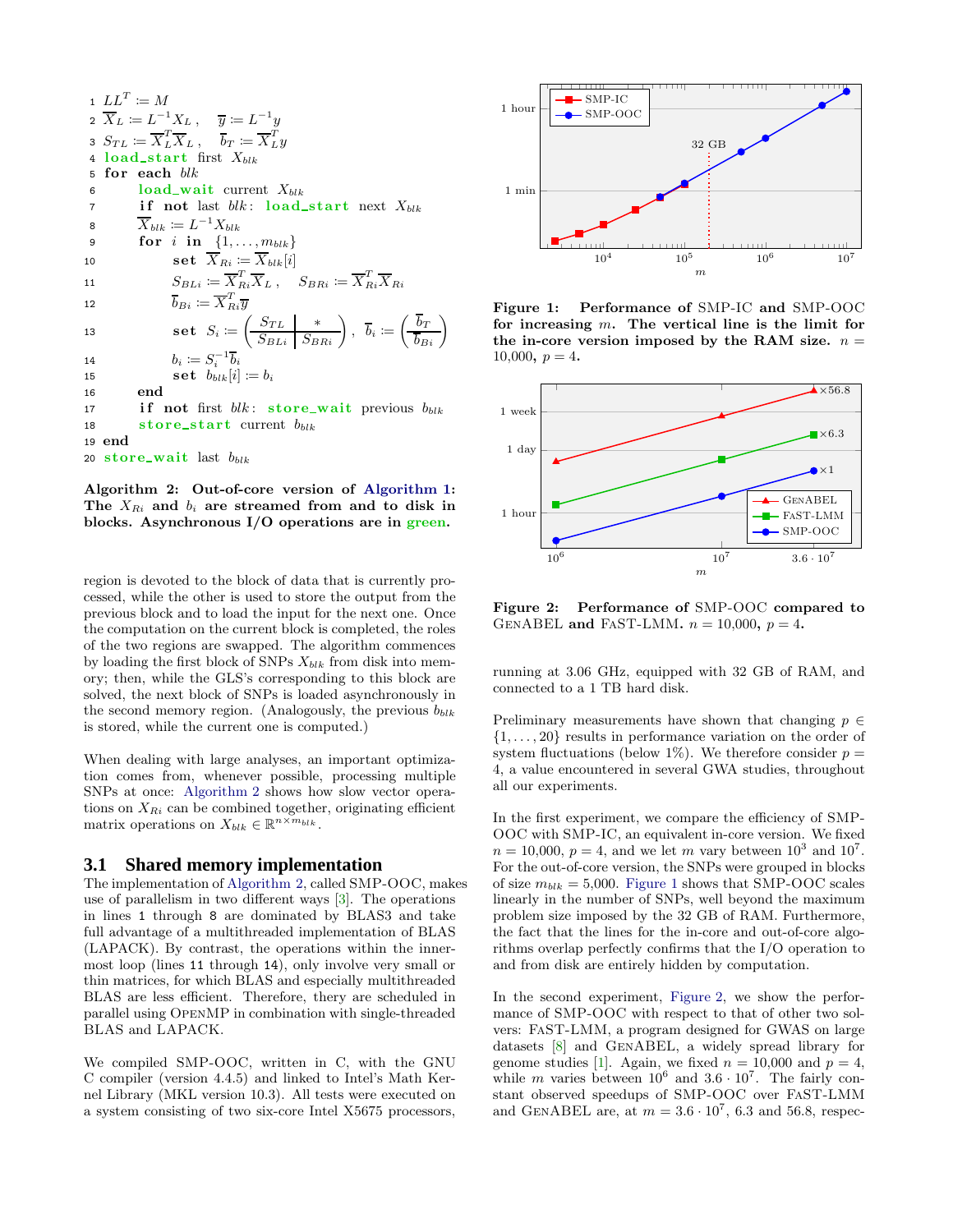```
1  LL^T := M
2  X̄_L := L^{-1} X_L ,    ȳ := L^{-1} y
3  S_TL := X̄_L^T X̄_L ,    b̄_T := X̄_L^T y
4  load_start first X_blk
5  for each blk
6      load_wait current X_blk
7      if not last blk: load_start next X_blk
8      X̄_blk := L^{-1} X_blk
9      for i in {1, ..., m_blk}
10         set X̄_Ri := X̄_blk[i]
11         S_BLi := X̄_Ri^T X̄_L ,    S_BRi := X̄_Ri^T X̄_Ri
12         b̄_Bi := X̄_Ri^T ȳ
13         set S_i := ( S_TL | * ; S_BLi | S_BRi ) ,  b̄_i := ( b̄_T ; b̄_Bi )
14         b_i := S_i^{-1} b̄_i
15         set b_blk[i] := b_i
16     end
17     if not first blk: store_wait previous b_blk
18     store_start current b_blk
19 end
20 store_wait last b_blk
```

**Algorithm 2: Out-of-core version of Algorithm 1: The $X_{Ri}$ and $b_i$ are streamed from and to disk in blocks. Asynchronous I/O operations are in green.**

region is devoted to the block of data that is currently processed, while the other is used to store the output from the previous block and to load the input for the next one. Once the computation on the current block is completed, the roles of the two regions are swapped. The algorithm commences by loading the first block of SNPs $X_{blk}$ from disk into memory; then, while the GLS's corresponding to this block are solved, the next block of SNPs is loaded asynchronously in the second memory region. (Analogously, the previous $b_{blk}$ is stored, while the current one is computed.)

When dealing with large analyses, an important optimization comes from, whenever possible, processing multiple SNPs at once: Algorithm 2 shows how slow vector operations on $X_{Ri}$ can be combined together, originating efficient matrix operations on $X_{blk} \in \mathbb{R}^{n \times m_{blk}}$.

### 3.1 Shared memory implementation

The implementation of Algorithm 2, called SMP-OOC, makes use of parallelism in two different ways [3]. The operations in lines 1 through 8 are dominated by BLAS3 and take full advantage of a multithreaded implementation of BLAS (LAPACK). By contrast, the operations within the innermost loop (lines 11 through 14), only involve very small or thin matrices, for which BLAS and especially multithreaded BLAS are less efficient. Therefore, thery are scheduled in parallel using OpenMP in combination with single-threaded BLAS and LAPACK.

We compiled SMP-OOC, written in C, with the GNU C compiler (version 4.4.5) and linked to Intel's Math Kernel Library (MKL version 10.3). All tests were executed on a system consisting of two six-core Intel X5675 processors, running at 3.06 GHz, equipped with 32 GB of RAM, and connected to a 1 TB hard disk.

**Figure 1: Performance of SMP-IC and SMP-OOC for increasing $m$. The vertical line is the limit for the in-core version imposed by the RAM size. $n = 10{,}000$, $p = 4$.**

**Figure 2: Performance of SMP-OOC compared to GenABEL and FaST-LMM. $n = 10{,}000$, $p = 4$.**

Preliminary measurements have shown that changing $p \in \{1, \ldots, 20\}$ results in performance variation on the order of system fluctuations (below 1%). We therefore consider $p = 4$, a value encountered in several GWA studies, throughout all our experiments.

In the first experiment, we compare the efficiency of SMP-OOC with SMP-IC, an equivalent in-core version. We fixed $n = 10{,}000$, $p = 4$, and we let $m$ vary between $10^3$ and $10^7$. For the out-of-core version, the SNPs were grouped in blocks of size $m_{blk} = 5{,}000$. Figure 1 shows that SMP-OOC scales linearly in the number of SNPs, well beyond the maximum problem size imposed by the 32 GB of RAM. Furthermore, the fact that the lines for the in-core and out-of-core algorithms overlap perfectly confirms that the I/O operation to and from disk are entirely hidden by computation.

In the second experiment, Figure 2, we show the performance of SMP-OOC with respect to that of other two solvers: FaST-LMM, a program designed for GWAS on large datasets [8] and GenABEL, a widely spread library for genome studies [1]. Again, we fixed $n = 10{,}000$ and $p = 4$, while $m$ varies between $10^6$ and $3.6 \cdot 10^7$. The fairly constant observed speedups of SMP-OOC over FaST-LMM and GenABEL are, at $m = 3.6 \cdot 10^7$, 6.3 and 56.8, respec-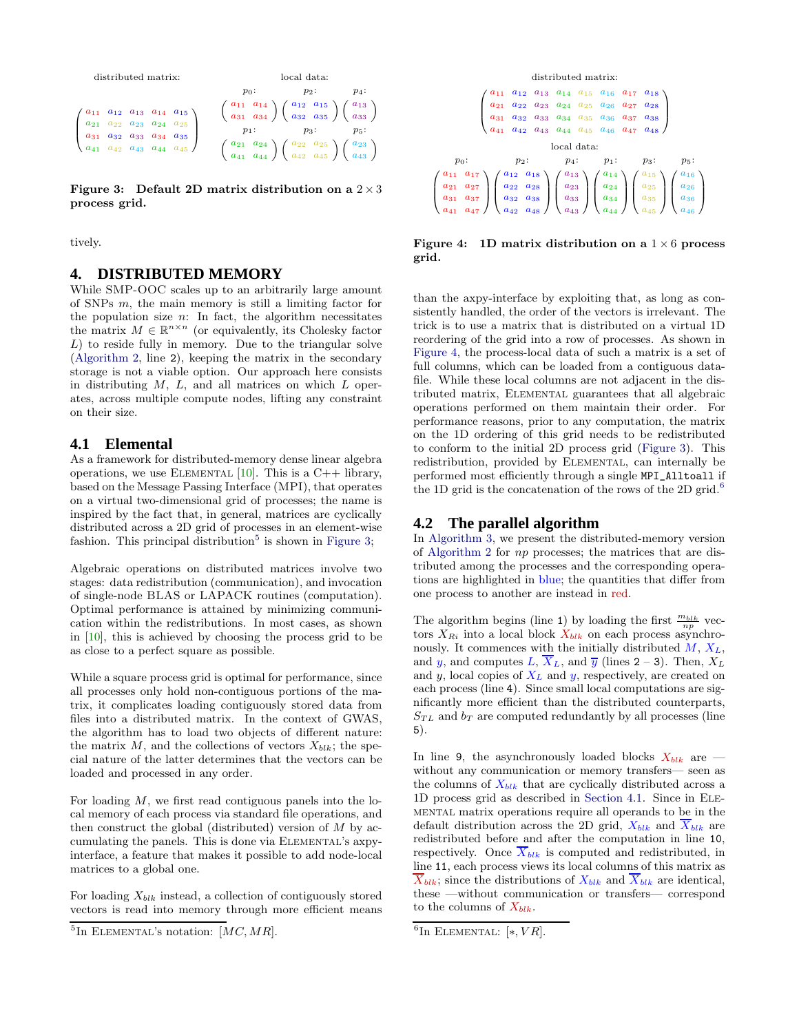distributed matrix:

$$\begin{pmatrix} a_{11} & a_{12} & a_{13} & a_{14} & a_{15} \\ a_{21} & a_{22} & a_{23} & a_{24} & a_{25} \\ a_{31} & a_{32} & a_{33} & a_{34} & a_{35} \\ a_{41} & a_{42} & a_{43} & a_{44} & a_{45} \end{pmatrix}$$

local data:

$p_0$: $\begin{pmatrix} a_{11} & a_{14} \\ a_{31} & a_{34} \end{pmatrix}$ $p_2$: $\begin{pmatrix} a_{12} & a_{15} \\ a_{32} & a_{35} \end{pmatrix}$ $p_4$: $\begin{pmatrix} a_{13} \\ a_{33} \end{pmatrix}$

$p_1$: $\begin{pmatrix} a_{21} & a_{24} \\ a_{41} & a_{44} \end{pmatrix}$ $p_3$: $\begin{pmatrix} a_{22} & a_{25} \\ a_{42} & a_{45} \end{pmatrix}$ $p_5$: $\begin{pmatrix} a_{23} \\ a_{43} \end{pmatrix}$

**Figure 3: Default 2D matrix distribution on a $2 \times 3$ process grid.**

tively.

## 4. DISTRIBUTED MEMORY

While SMP-OOC scales up to an arbitrarily large amount of SNPs $m$, the main memory is still a limiting factor for the population size $n$: In fact, the algorithm necessitates the matrix $M \in \mathbb{R}^{n \times n}$ (or equivalently, its Cholesky factor $L$) to reside fully in memory. Due to the triangular solve (Algorithm 2, line 2), keeping the matrix in the secondary storage is not a viable option. Our approach here consists in distributing $M$, $L$, and all matrices on which $L$ operates, across multiple compute nodes, lifting any constraint on their size.

### 4.1 Elemental

As a framework for distributed-memory dense linear algebra operations, we use Elemental [10]. This is a C++ library, based on the Message Passing Interface (MPI), that operates on a virtual two-dimensional grid of processes; the name is inspired by the fact that, in general, matrices are cyclically distributed across a 2D grid of processes in an element-wise fashion. This principal distribution[5] is shown in Figure 3;

Algebraic operations on distributed matrices involve two stages: data redistribution (communication), and invocation of single-node BLAS or LAPACK routines (computation). Optimal performance is attained by minimizing communication within the redistributions. In most cases, as shown in [10], this is achieved by choosing the process grid to be as close to a perfect square as possible.

While a square process grid is optimal for performance, since all processes only hold non-contiguous portions of the matrix, it complicates loading contiguously stored data from files into a distributed matrix. In the context of GWAS, the algorithm has to load two objects of different nature: the matrix $M$, and the collections of vectors $X_{blk}$; the special nature of the latter determines that the vectors can be loaded and processed in any order.

For loading $M$, we first read contiguous panels into the local memory of each process via standard file operations, and then construct the global (distributed) version of $M$ by accumulating the panels. This is done via Elemental's axpy-interface, a feature that makes it possible to add node-local matrices to a global one.

For loading $X_{blk}$ instead, a collection of contiguously stored vectors is read into memory through more efficient means than the axpy-interface by exploiting that, as long as consistently handled, the order of the vectors is irrelevant. The trick is to use a matrix that is distributed on a virtual 1D reordering of the grid into a row of processes. As shown in Figure 4, the process-local data of such a matrix is a set of full columns, which can be loaded from a contiguous datafile. While these local columns are not adjacent in the distributed matrix, Elemental guarantees that all algebraic operations performed on them maintain their order. For performance reasons, prior to any computation, the matrix on the 1D ordering of this grid needs to be redistributed to conform to the initial 2D process grid (Figure 3). This redistribution, provided by Elemental, can internally be performed most efficiently through a single `MPI_Alltoall` if the 1D grid is the concatenation of the rows of the 2D grid.[6]

distributed matrix:

$$\begin{pmatrix} a_{11} & a_{12} & a_{13} & a_{14} & a_{15} & a_{16} & a_{17} & a_{18} \\ a_{21} & a_{22} & a_{23} & a_{24} & a_{25} & a_{26} & a_{27} & a_{28} \\ a_{31} & a_{32} & a_{33} & a_{34} & a_{35} & a_{36} & a_{37} & a_{38} \\ a_{41} & a_{42} & a_{43} & a_{44} & a_{45} & a_{46} & a_{47} & a_{48} \end{pmatrix}$$

local data:

$p_0$: $\begin{pmatrix} a_{11} & a_{17} \\ a_{21} & a_{27} \\ a_{31} & a_{37} \\ a_{41} & a_{47} \end{pmatrix}$ $p_2$: $\begin{pmatrix} a_{12} & a_{18} \\ a_{22} & a_{28} \\ a_{32} & a_{38} \\ a_{42} & a_{48} \end{pmatrix}$ $p_4$: $\begin{pmatrix} a_{13} \\ a_{23} \\ a_{33} \\ a_{43} \end{pmatrix}$ $p_1$: $\begin{pmatrix} a_{14} \\ a_{24} \\ a_{34} \\ a_{44} \end{pmatrix}$ $p_3$: $\begin{pmatrix} a_{15} \\ a_{25} \\ a_{35} \\ a_{45} \end{pmatrix}$ $p_5$: $\begin{pmatrix} a_{16} \\ a_{26} \\ a_{36} \\ a_{46} \end{pmatrix}$

**Figure 4: 1D matrix distribution on a $1 \times 6$ process grid.**

### 4.2 The parallel algorithm

In Algorithm 3, we present the distributed-memory version of Algorithm 2 for $np$ processes; the matrices that are distributed among the processes and the corresponding operations are highlighted in blue; the quantities that differ from one process to another are instead in red.

The algorithm begins (line 1) by loading the first $\frac{m_{blk}}{np}$ vectors $X_{Ri}$ into a local block $X_{blk}$ on each process asynchronously. It commences with the initially distributed $M$, $X_L$, and $y$, and computes $L$, $\overline{X}_L$, and $\overline{y}$ (lines 2 – 3). Then, $X_L$ and $y$, local copies of $X_L$ and $y$, respectively, are created on each process (line 4). Since small local computations are significantly more efficient than the distributed counterparts, $S_{TL}$ and $b_T$ are computed redundantly by all processes (line 5).

In line 9, the asynchronously loaded blocks $X_{blk}$ are —without any communication or memory transfers— seen as the columns of $X_{blk}$ that are cyclically distributed across a 1D process grid as described in Section 4.1. Since in Elemental matrix operations require all operands to be in the default distribution across the 2D grid, $X_{blk}$ and $\overline{X}_{blk}$ are redistributed before and after the computation in line 10, respectively. Once $\overline{X}_{blk}$ is computed and redistributed, in line 11, each process views its local columns of this matrix as $\overline{X}_{blk}$; since the distributions of $X_{blk}$ and $\overline{X}_{blk}$ are identical, these —without communication or transfers— correspond to the columns of $X_{blk}$.

[5] In Elemental's notation: $[MC, MR]$.

[6] In Elemental: $[*, VR]$.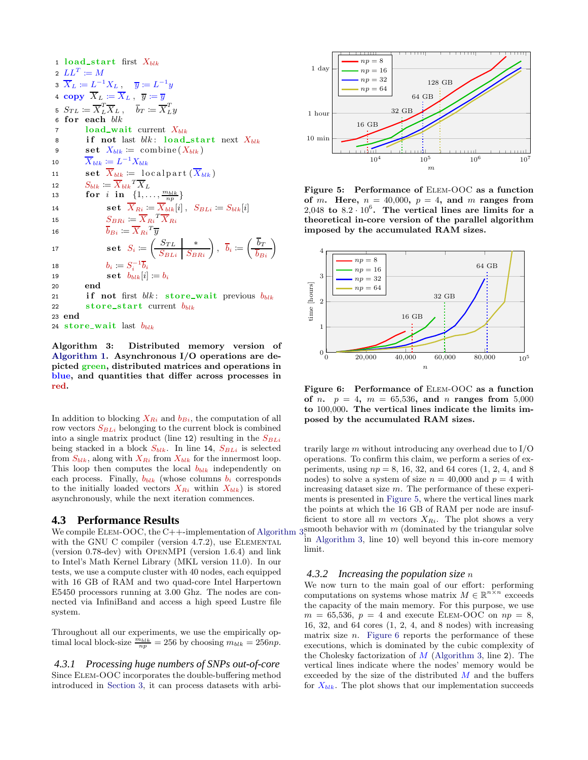```
1  load_start  first  X_blk
2  LL^T := M
3  X̄_L := L^{-1} X_L ,   ȳ := L^{-1} y
4  copy  X̄_L := X̄_L ,  ȳ := ȳ
5  S_TL := X̄_L^T X̄_L ,   b̄_T := X̄_L^T y
6  for each blk
7      load_wait  current  X_blk
8      if not last blk:  load_start  next  X_blk
9      set  X_blk := combine(X_blk)
10     X̄_blk := L^{-1} X_blk
11     set  X̄_blk := localpart(X̄_blk)
12     S_blk := X̄_blk^T X̄_L
13     for i in {1, ..., m_blk/np}
14         set  X̄_Ri := X̄_blk[i] ,  S_BLi := S_blk[i]
15         S_BRi := X̄_Ri^T X̄_Ri
16         b̄_Bi := X̄_Ri^T ȳ
17         set  S_i := ( S_TL | * ; S_BLi | S_BRi ) ,  b̄_i := ( b̄_T ; b̄_Bi )
18         b_i := S_i^{-1} b̄_i
19         set  b_blk[i] := b_i
20     end
21     if not first blk:  store_wait  previous  b_blk
22     store_start  current  b_blk
23 end
24 store_wait  last  b_blk
```

**Algorithm 3: Distributed memory version of Algorithm 1. Asynchronous I/O operations are depicted green, distributed matrices and operations in blue, and quantities that differ across processes in red.**

In addition to blocking $X_{Ri}$ and $b_{Bi}$, the computation of all row vectors $S_{BLi}$ belonging to the current block is combined into a single matrix product (line 12) resulting in the $S_{BLi}$ being stacked in a block $S_{blk}$. In line 14, $S_{BLi}$ is selected from $S_{blk}$, along with $X_{Ri}$ from $X_{blk}$ for the innermost loop. This loop then computes the local $b_{blk}$ independently on each process. Finally, $b_{blk}$ (whose columns $b_i$ corresponds to the initially loaded vectors $X_{Ri}$ within $X_{blk}$) is stored asynchronously, while the next iteration commences.

## 4.3 Performance Results

We compile ELEM-OOC, the C++-implementation of Algorithm 3, with the GNU C compiler (version 4.7.2), use ELEMENTAL (version 0.78-dev) with OPENMPI (version 1.6.4) and link to Intel's Math Kernel Library (MKL version 11.0). In our tests, we use a compute cluster with 40 nodes, each equipped with 16 GB of RAM and two quad-core Intel Harpertown E5450 processors running at 3.00 Ghz. The nodes are connected via InfiniBand and access a high speed Lustre file system.

Throughout all our experiments, we use the empirically optimal local block-size $\frac{m_{blk}}{np} = 256$ by choosing $m_{blk} = 256np$.

### 4.3.1 Processing huge numbers of SNPs out-of-core

Since ELEM-OOC incorporates the double-buffering method introduced in Section 3, it can process datasets with arbitrarily large $m$ without introducing any overhead due to I/O operations. To confirm this claim, we perform a series of experiments, using $np = 8$, 16, 32, and 64 cores (1, 2, 4, and 8 nodes) to solve a system of size $n = 40{,}000$ and $p = 4$ with increasing dataset size $m$. The performance of these experiments is presented in Figure 5, where the vertical lines mark the points at which the 16 GB of RAM per node are insufficient to store all $m$ vectors $X_{Ri}$. The plot shows a very smooth behavior with $m$ (dominated by the triangular solve in Algorithm 3, line 10) well beyond this in-core memory limit.

**Figure 5: Performance of ELEM-OOC as a function of $m$. Here, $n = 40{,}000$, $p = 4$, and $m$ ranges from $2{,}048$ to $8.2 \cdot 10^6$. The vertical lines are limits for a theoretical in-core version of the parallel algorithm imposed by the accumulated RAM sizes.**

**Figure 6: Performance of ELEM-OOC as a function of $n$. $p = 4$, $m = 65{,}536$, and $n$ ranges from $5{,}000$ to $100{,}000$. The vertical lines indicate the limits imposed by the accumulated RAM sizes.**

### 4.3.2 Increasing the population size $n$

We now turn to the main goal of our effort: performing computations on systems whose matrix $M \in \mathbb{R}^{n \times n}$ exceeds the capacity of the main memory. For this purpose, we use $m = 65{,}536$, $p = 4$ and execute ELEM-OOC on $np = 8$, 16, 32, and 64 cores (1, 2, 4, and 8 nodes) with increasing matrix size $n$. Figure 6 reports the performance of these executions, which is dominated by the cubic complexity of the Cholesky factorization of $M$ (Algorithm 3, line 2). The vertical lines indicate where the nodes' memory would be exceeded by the size of the distributed $M$ and the buffers for $X_{blk}$. The plot shows that our implementation succeeds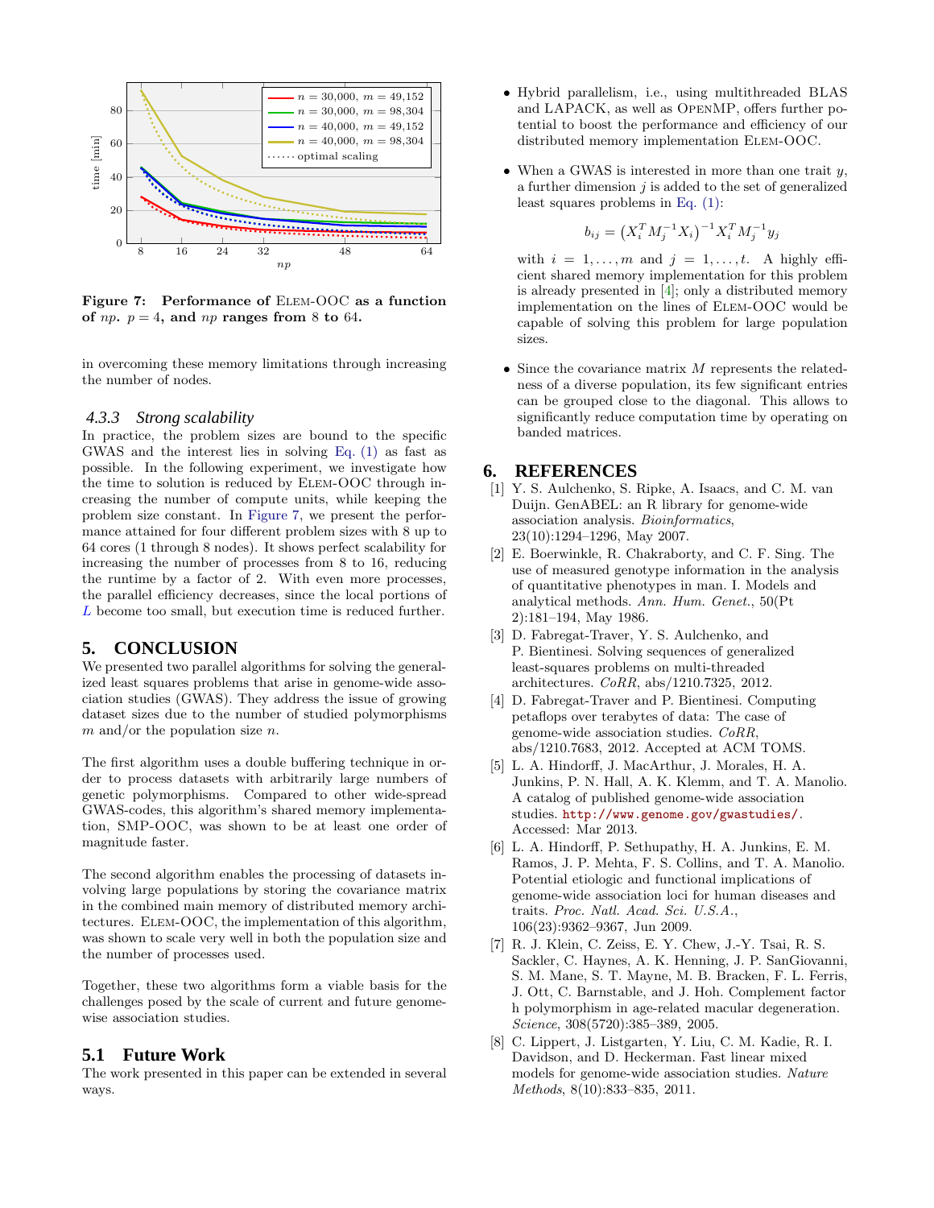**Figure 7: Performance of ELEM-OOC as a function of $np$. $p = 4$, and $np$ ranges from 8 to 64.**

in overcoming these memory limitations through increasing the number of nodes.

### 4.3.3 Strong scalability

In practice, the problem sizes are bound to the specific GWAS and the interest lies in solving Eq. (1) as fast as possible. In the following experiment, we investigate how the time to solution is reduced by ELEM-OOC through increasing the number of compute units, while keeping the problem size constant. In Figure 7, we present the performance attained for four different problem sizes with 8 up to 64 cores (1 through 8 nodes). It shows perfect scalability for increasing the number of processes from 8 to 16, reducing the runtime by a factor of 2. With even more processes, the parallel efficiency decreases, since the local portions of $L$ become too small, but execution time is reduced further.

## 5. CONCLUSION

We presented two parallel algorithms for solving the generalized least squares problems that arise in genome-wide association studies (GWAS). They address the issue of growing dataset sizes due to the number of studied polymorphisms $m$ and/or the population size $n$.

The first algorithm uses a double buffering technique in order to process datasets with arbitrarily large numbers of genetic polymorphisms. Compared to other wide-spread GWAS-codes, this algorithm's shared memory implementation, SMP-OOC, was shown to be at least one order of magnitude faster.

The second algorithm enables the processing of datasets involving large populations by storing the covariance matrix in the combined main memory of distributed memory architectures. ELEM-OOC, the implementation of this algorithm, was shown to scale very well in both the population size and the number of processes used.

Together, these two algorithms form a viable basis for the challenges posed by the scale of current and future genome-wise association studies.

### 5.1 Future Work

The work presented in this paper can be extended in several ways.

- Hybrid parallelism, i.e., using multithreaded BLAS and LAPACK, as well as OPENMP, offers further potential to boost the performance and efficiency of our distributed memory implementation ELEM-OOC.
- When a GWAS is interested in more than one trait $y$, a further dimension $j$ is added to the set of generalized least squares problems in Eq. (1):

  $$b_{ij} = \left(X_i^T M_j^{-1} X_i\right)^{-1} X_i^T M_j^{-1} y_j$$

  with $i = 1, \ldots, m$ and $j = 1, \ldots, t$. A highly efficient shared memory implementation for this problem is already presented in [4]; only a distributed memory implementation on the lines of ELEM-OOC would be capable of solving this problem for large population sizes.
- Since the covariance matrix $M$ represents the relatedness of a diverse population, its few significant entries can be grouped close to the diagonal. This allows to significantly reduce computation time by operating on banded matrices.

## 6. REFERENCES

[1] Y. S. Aulchenko, S. Ripke, A. Isaacs, and C. M. van Duijn. GenABEL: an R library for genome-wide association analysis. *Bioinformatics*, 23(10):1294–1296, May 2007.

[2] E. Boerwinkle, R. Chakraborty, and C. F. Sing. The use of measured genotype information in the analysis of quantitative phenotypes in man. I. Models and analytical methods. *Ann. Hum. Genet.*, 50(Pt 2):181–194, May 1986.

[3] D. Fabregat-Traver, Y. S. Aulchenko, and P. Bientinesi. Solving sequences of generalized least-squares problems on multi-threaded architectures. *CoRR*, abs/1210.7325, 2012.

[4] D. Fabregat-Traver and P. Bientinesi. Computing petaflops over terabytes of data: The case of genome-wide association studies. *CoRR*, abs/1210.7683, 2012. Accepted at ACM TOMS.

[5] L. A. Hindorff, J. MacArthur, J. Morales, H. A. Junkins, P. N. Hall, A. K. Klemm, and T. A. Manolio. A catalog of published genome-wide association studies. http://www.genome.gov/gwastudies/. Accessed: Mar 2013.

[6] L. A. Hindorff, P. Sethupathy, H. A. Junkins, E. M. Ramos, J. P. Mehta, F. S. Collins, and T. A. Manolio. Potential etiologic and functional implications of genome-wide association loci for human diseases and traits. *Proc. Natl. Acad. Sci. U.S.A.*, 106(23):9362–9367, Jun 2009.

[7] R. J. Klein, C. Zeiss, E. Y. Chew, J.-Y. Tsai, R. S. Sackler, C. Haynes, A. K. Henning, J. P. SanGiovanni, S. M. Mane, S. T. Mayne, M. B. Bracken, F. L. Ferris, J. Ott, C. Barnstable, and J. Hoh. Complement factor h polymorphism in age-related macular degeneration. *Science*, 308(5720):385–389, 2005.

[8] C. Lippert, J. Listgarten, Y. Liu, C. M. Kadie, R. I. Davidson, and D. Heckerman. Fast linear mixed models for genome-wide association studies. *Nature Methods*, 8(10):833–835, 2011.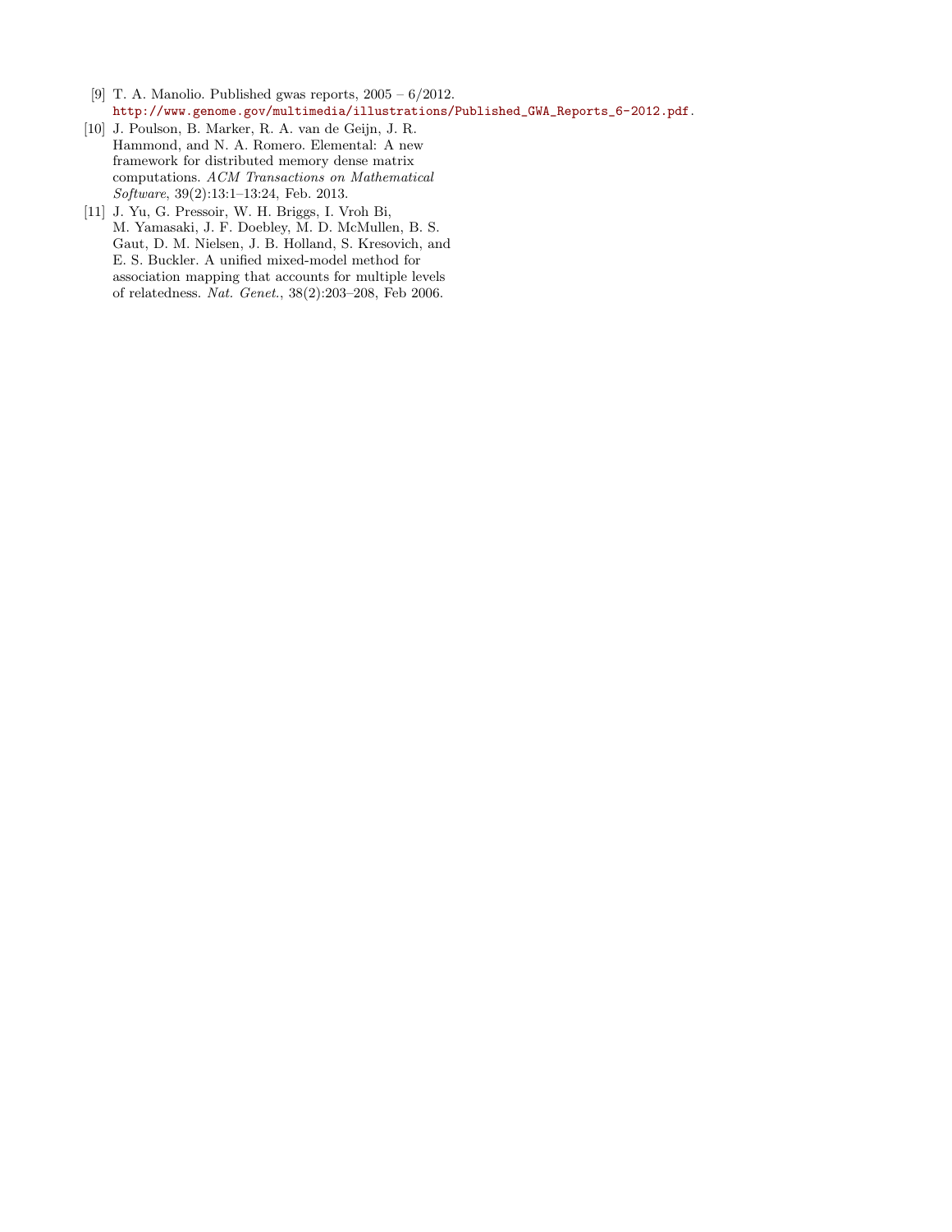[9] T. A. Manolio. Published gwas reports, 2005 – 6/2012. http://www.genome.gov/multimedia/illustrations/Published_GWA_Reports_6-2012.pdf.

[10] J. Poulson, B. Marker, R. A. van de Geijn, J. R. Hammond, and N. A. Romero. Elemental: A new framework for distributed memory dense matrix computations. *ACM Transactions on Mathematical Software*, 39(2):13:1–13:24, Feb. 2013.

[11] J. Yu, G. Pressoir, W. H. Briggs, I. Vroh Bi, M. Yamasaki, J. F. Doebley, M. D. McMullen, B. S. Gaut, D. M. Nielsen, J. B. Holland, S. Kresovich, and E. S. Buckler. A unified mixed-model method for association mapping that accounts for multiple levels of relatedness. *Nat. Genet.*, 38(2):203–208, Feb 2006.